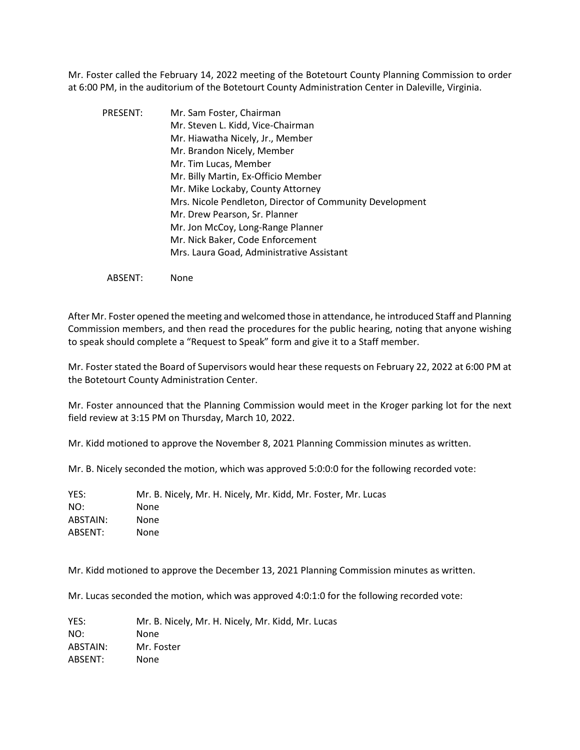Mr. Foster called the February 14, 2022 meeting of the Botetourt County Planning Commission to order at 6:00 PM, in the auditorium of the Botetourt County Administration Center in Daleville, Virginia.

| | |
|---|---|
| PRESENT: | Mr. Sam Foster, Chairman |
| | Mr. Steven L. Kidd, Vice-Chairman |
| | Mr. Hiawatha Nicely, Jr., Member |
| | Mr. Brandon Nicely, Member |
| | Mr. Tim Lucas, Member |
| | Mr. Billy Martin, Ex-Officio Member |
| | Mr. Mike Lockaby, County Attorney |
| | Mrs. Nicole Pendleton, Director of Community Development |
| | Mr. Drew Pearson, Sr. Planner |
| | Mr. Jon McCoy, Long-Range Planner |
| | Mr. Nick Baker, Code Enforcement |
| | Mrs. Laura Goad, Administrative Assistant |
| ABSENT: | None |

After Mr. Foster opened the meeting and welcomed those in attendance, he introduced Staff and Planning Commission members, and then read the procedures for the public hearing, noting that anyone wishing to speak should complete a "Request to Speak" form and give it to a Staff member.

Mr. Foster stated the Board of Supervisors would hear these requests on February 22, 2022 at 6:00 PM at the Botetourt County Administration Center.

Mr. Foster announced that the Planning Commission would meet in the Kroger parking lot for the next field review at 3:15 PM on Thursday, March 10, 2022.

Mr. Kidd motioned to approve the November 8, 2021 Planning Commission minutes as written.

Mr. B. Nicely seconded the motion, which was approved 5:0:0:0 for the following recorded vote:

| | |
|---|---|
| YES: | Mr. B. Nicely, Mr. H. Nicely, Mr. Kidd, Mr. Foster, Mr. Lucas |
| NO: | None |
| ABSTAIN: | None |
| ABSENT: | None |

Mr. Kidd motioned to approve the December 13, 2021 Planning Commission minutes as written.

Mr. Lucas seconded the motion, which was approved 4:0:1:0 for the following recorded vote:

| | |
|---|---|
| YES: | Mr. B. Nicely, Mr. H. Nicely, Mr. Kidd, Mr. Lucas |
| NO: | None |
| ABSTAIN: | Mr. Foster |
| ABSENT: | None |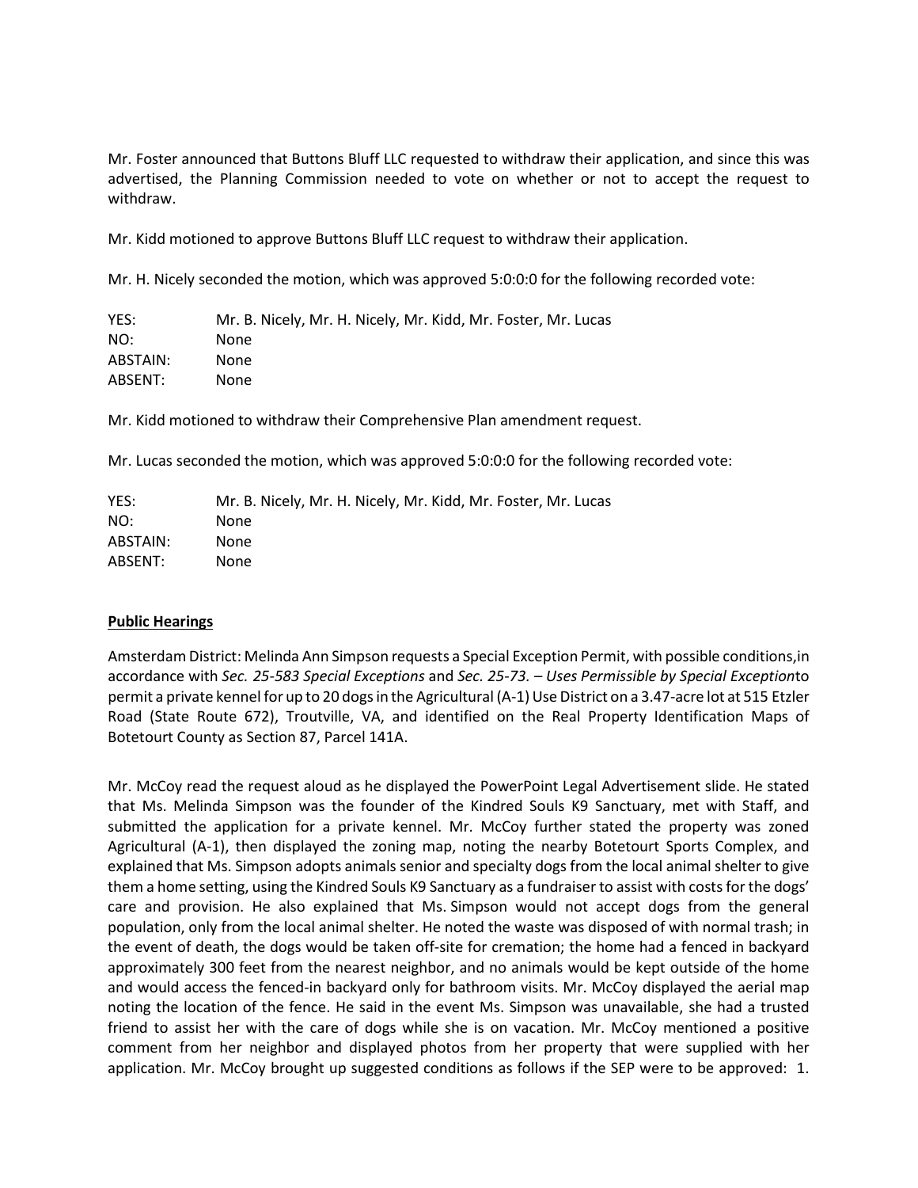Mr. Foster announced that Buttons Bluff LLC requested to withdraw their application, and since this was advertised, the Planning Commission needed to vote on whether or not to accept the request to withdraw.

Mr. Kidd motioned to approve Buttons Bluff LLC request to withdraw their application.

Mr. H. Nicely seconded the motion, which was approved 5:0:0:0 for the following recorded vote:

| | |
|---|---|
| YES: | Mr. B. Nicely, Mr. H. Nicely, Mr. Kidd, Mr. Foster, Mr. Lucas |
| NO: | None |
| ABSTAIN: | None |
| ABSENT: | None |

Mr. Kidd motioned to withdraw their Comprehensive Plan amendment request.

Mr. Lucas seconded the motion, which was approved 5:0:0:0 for the following recorded vote:

| | |
|---|---|
| YES: | Mr. B. Nicely, Mr. H. Nicely, Mr. Kidd, Mr. Foster, Mr. Lucas |
| NO: | None |
| ABSTAIN: | None |
| ABSENT: | None |

**Public Hearings**

Amsterdam District: Melinda Ann Simpson requests a Special Exception Permit, with possible conditions,in accordance with *Sec. 25-583 Special Exceptions* and *Sec. 25-73. – Uses Permissible by Special Exception*to permit a private kennel for up to 20 dogs in the Agricultural (A-1) Use District on a 3.47-acre lot at 515 Etzler Road (State Route 672), Troutville, VA, and identified on the Real Property Identification Maps of Botetourt County as Section 87, Parcel 141A.

Mr. McCoy read the request aloud as he displayed the PowerPoint Legal Advertisement slide. He stated that Ms. Melinda Simpson was the founder of the Kindred Souls K9 Sanctuary, met with Staff, and submitted the application for a private kennel. Mr. McCoy further stated the property was zoned Agricultural (A-1), then displayed the zoning map, noting the nearby Botetourt Sports Complex, and explained that Ms. Simpson adopts animals senior and specialty dogs from the local animal shelter to give them a home setting, using the Kindred Souls K9 Sanctuary as a fundraiser to assist with costs for the dogs' care and provision. He also explained that Ms. Simpson would not accept dogs from the general population, only from the local animal shelter. He noted the waste was disposed of with normal trash; in the event of death, the dogs would be taken off-site for cremation; the home had a fenced in backyard approximately 300 feet from the nearest neighbor, and no animals would be kept outside of the home and would access the fenced-in backyard only for bathroom visits. Mr. McCoy displayed the aerial map noting the location of the fence. He said in the event Ms. Simpson was unavailable, she had a trusted friend to assist her with the care of dogs while she is on vacation. Mr. McCoy mentioned a positive comment from her neighbor and displayed photos from her property that were supplied with her application. Mr. McCoy brought up suggested conditions as follows if the SEP were to be approved: 1.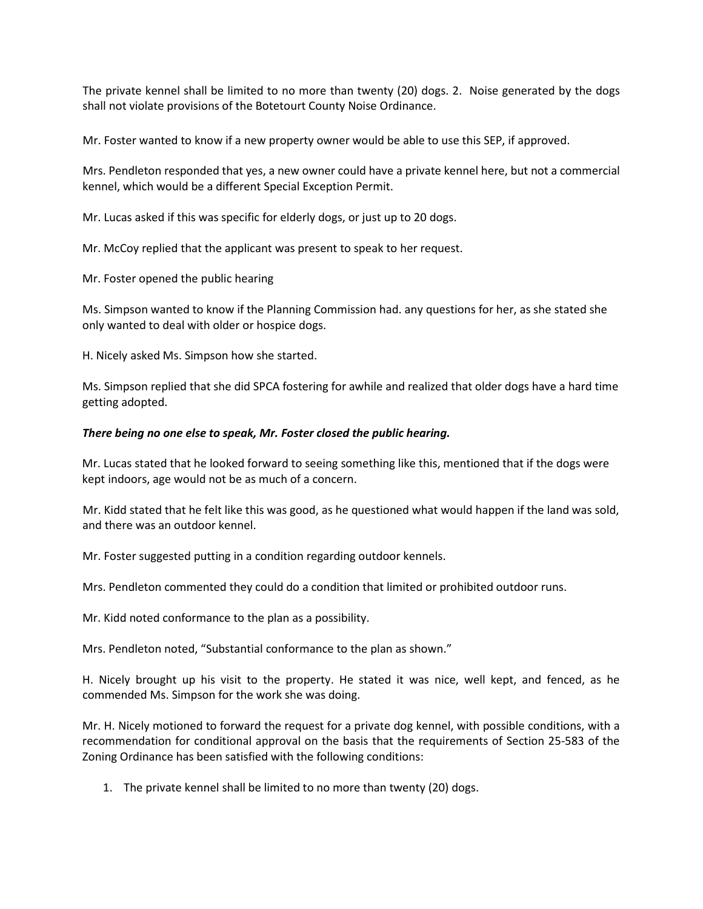The private kennel shall be limited to no more than twenty (20) dogs. 2. Noise generated by the dogs shall not violate provisions of the Botetourt County Noise Ordinance.

Mr. Foster wanted to know if a new property owner would be able to use this SEP, if approved.

Mrs. Pendleton responded that yes, a new owner could have a private kennel here, but not a commercial kennel, which would be a different Special Exception Permit.

Mr. Lucas asked if this was specific for elderly dogs, or just up to 20 dogs.

Mr. McCoy replied that the applicant was present to speak to her request.

Mr. Foster opened the public hearing

Ms. Simpson wanted to know if the Planning Commission had. any questions for her, as she stated she only wanted to deal with older or hospice dogs.

H. Nicely asked Ms. Simpson how she started.

Ms. Simpson replied that she did SPCA fostering for awhile and realized that older dogs have a hard time getting adopted.

***There being no one else to speak, Mr. Foster closed the public hearing.***

Mr. Lucas stated that he looked forward to seeing something like this, mentioned that if the dogs were kept indoors, age would not be as much of a concern.

Mr. Kidd stated that he felt like this was good, as he questioned what would happen if the land was sold, and there was an outdoor kennel.

Mr. Foster suggested putting in a condition regarding outdoor kennels.

Mrs. Pendleton commented they could do a condition that limited or prohibited outdoor runs.

Mr. Kidd noted conformance to the plan as a possibility.

Mrs. Pendleton noted, "Substantial conformance to the plan as shown."

H. Nicely brought up his visit to the property. He stated it was nice, well kept, and fenced, as he commended Ms. Simpson for the work she was doing.

Mr. H. Nicely motioned to forward the request for a private dog kennel, with possible conditions, with a recommendation for conditional approval on the basis that the requirements of Section 25-583 of the Zoning Ordinance has been satisfied with the following conditions:

1. The private kennel shall be limited to no more than twenty (20) dogs.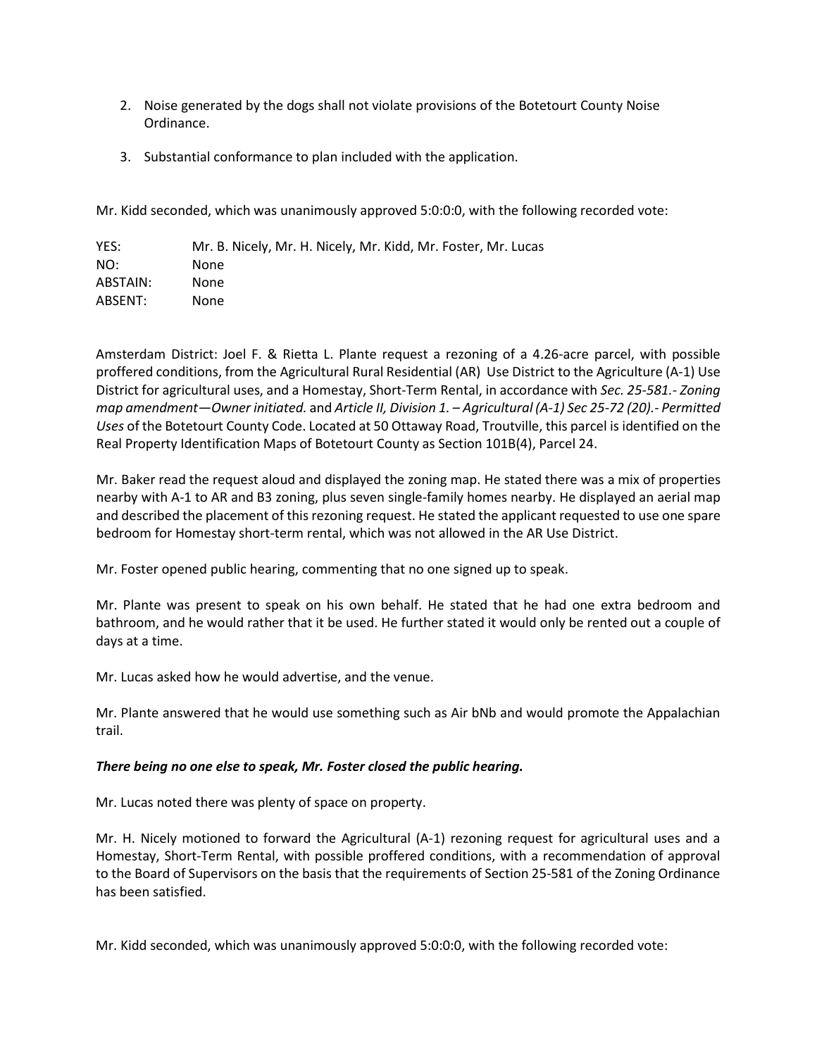2. Noise generated by the dogs shall not violate provisions of the Botetourt County Noise Ordinance.

3. Substantial conformance to plan included with the application.

Mr. Kidd seconded, which was unanimously approved 5:0:0:0, with the following recorded vote:

| | |
|---|---|
| YES: | Mr. B. Nicely, Mr. H. Nicely, Mr. Kidd, Mr. Foster, Mr. Lucas |
| NO: | None |
| ABSTAIN: | None |
| ABSENT: | None |

Amsterdam District: Joel F. & Rietta L. Plante request a rezoning of a 4.26-acre parcel, with possible proffered conditions, from the Agricultural Rural Residential (AR) Use District to the Agriculture (A-1) Use District for agricultural uses, and a Homestay, Short-Term Rental, in accordance with *Sec. 25-581.- Zoning map amendment—Owner initiated.* and *Article II, Division 1. – Agricultural (A-1) Sec 25-72 (20).- Permitted Uses* of the Botetourt County Code. Located at 50 Ottaway Road, Troutville, this parcel is identified on the Real Property Identification Maps of Botetourt County as Section 101B(4), Parcel 24.

Mr. Baker read the request aloud and displayed the zoning map. He stated there was a mix of properties nearby with A-1 to AR and B3 zoning, plus seven single-family homes nearby. He displayed an aerial map and described the placement of this rezoning request. He stated the applicant requested to use one spare bedroom for Homestay short-term rental, which was not allowed in the AR Use District.

Mr. Foster opened public hearing, commenting that no one signed up to speak.

Mr. Plante was present to speak on his own behalf. He stated that he had one extra bedroom and bathroom, and he would rather that it be used. He further stated it would only be rented out a couple of days at a time.

Mr. Lucas asked how he would advertise, and the venue.

Mr. Plante answered that he would use something such as Air bNb and would promote the Appalachian trail.

***There being no one else to speak, Mr. Foster closed the public hearing.***

Mr. Lucas noted there was plenty of space on property.

Mr. H. Nicely motioned to forward the Agricultural (A-1) rezoning request for agricultural uses and a Homestay, Short-Term Rental, with possible proffered conditions, with a recommendation of approval to the Board of Supervisors on the basis that the requirements of Section 25-581 of the Zoning Ordinance has been satisfied.

Mr. Kidd seconded, which was unanimously approved 5:0:0:0, with the following recorded vote: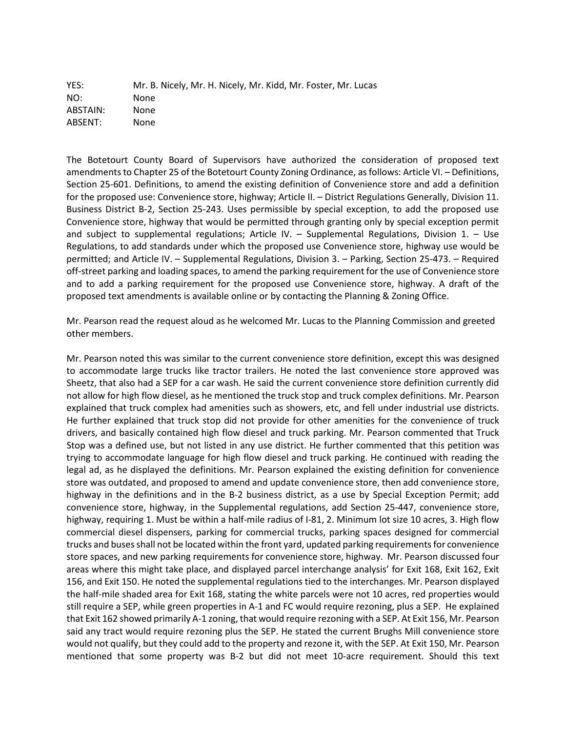YES: Mr. B. Nicely, Mr. H. Nicely, Mr. Kidd, Mr. Foster, Mr. Lucas
NO: None
ABSTAIN: None
ABSENT: None

The Botetourt County Board of Supervisors have authorized the consideration of proposed text amendments to Chapter 25 of the Botetourt County Zoning Ordinance, as follows: Article VI. – Definitions, Section 25-601. Definitions, to amend the existing definition of Convenience store and add a definition for the proposed use: Convenience store, highway; Article II. – District Regulations Generally, Division 11. Business District B-2, Section 25-243. Uses permissible by special exception, to add the proposed use Convenience store, highway that would be permitted through granting only by special exception permit and subject to supplemental regulations; Article IV. – Supplemental Regulations, Division 1. – Use Regulations, to add standards under which the proposed use Convenience store, highway use would be permitted; and Article IV. – Supplemental Regulations, Division 3. – Parking, Section 25-473. – Required off-street parking and loading spaces, to amend the parking requirement for the use of Convenience store and to add a parking requirement for the proposed use Convenience store, highway. A draft of the proposed text amendments is available online or by contacting the Planning & Zoning Office.

Mr. Pearson read the request aloud as he welcomed Mr. Lucas to the Planning Commission and greeted other members.

Mr. Pearson noted this was similar to the current convenience store definition, except this was designed to accommodate large trucks like tractor trailers. He noted the last convenience store approved was Sheetz, that also had a SEP for a car wash. He said the current convenience store definition currently did not allow for high flow diesel, as he mentioned the truck stop and truck complex definitions. Mr. Pearson explained that truck complex had amenities such as showers, etc, and fell under industrial use districts. He further explained that truck stop did not provide for other amenities for the convenience of truck drivers, and basically contained high flow diesel and truck parking. Mr. Pearson commented that Truck Stop was a defined use, but not listed in any use district. He further commented that this petition was trying to accommodate language for high flow diesel and truck parking. He continued with reading the legal ad, as he displayed the definitions. Mr. Pearson explained the existing definition for convenience store was outdated, and proposed to amend and update convenience store, then add convenience store, highway in the definitions and in the B-2 business district, as a use by Special Exception Permit; add convenience store, highway, in the Supplemental regulations, add Section 25-447, convenience store, highway, requiring 1. Must be within a half-mile radius of I-81, 2. Minimum lot size 10 acres, 3. High flow commercial diesel dispensers, parking for commercial trucks, parking spaces designed for commercial trucks and buses shall not be located within the front yard, updated parking requirements for convenience store spaces, and new parking requirements for convenience store, highway. Mr. Pearson discussed four areas where this might take place, and displayed parcel interchange analysis' for Exit 168, Exit 162, Exit 156, and Exit 150. He noted the supplemental regulations tied to the interchanges. Mr. Pearson displayed the half-mile shaded area for Exit 168, stating the white parcels were not 10 acres, red properties would still require a SEP, while green properties in A-1 and FC would require rezoning, plus a SEP. He explained that Exit 162 showed primarily A-1 zoning, that would require rezoning with a SEP. At Exit 156, Mr. Pearson said any tract would require rezoning plus the SEP. He stated the current Brughs Mill convenience store would not qualify, but they could add to the property and rezone it, with the SEP. At Exit 150, Mr. Pearson mentioned that some property was B-2 but did not meet 10-acre requirement. Should this text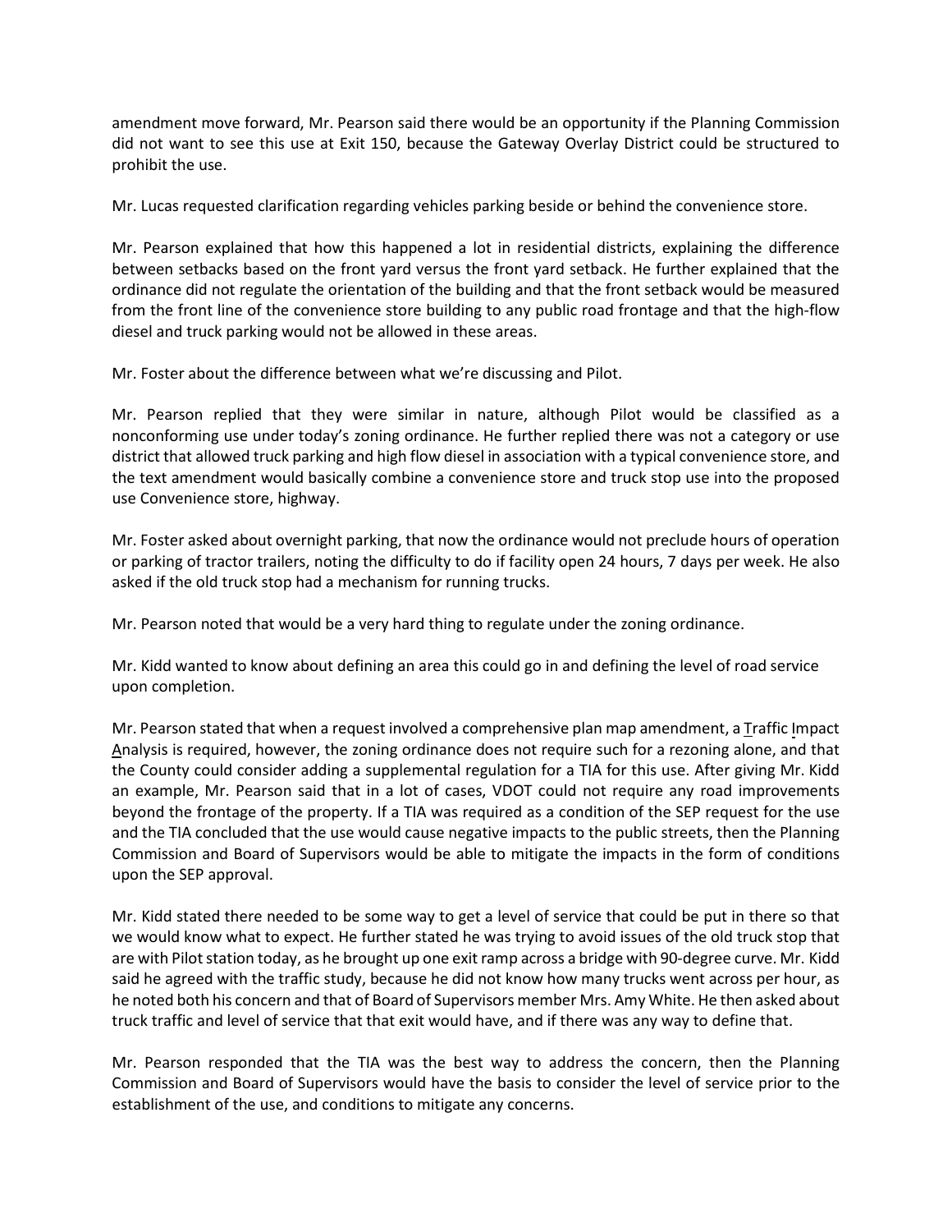amendment move forward, Mr. Pearson said there would be an opportunity if the Planning Commission did not want to see this use at Exit 150, because the Gateway Overlay District could be structured to prohibit the use.

Mr. Lucas requested clarification regarding vehicles parking beside or behind the convenience store.

Mr. Pearson explained that how this happened a lot in residential districts, explaining the difference between setbacks based on the front yard versus the front yard setback. He further explained that the ordinance did not regulate the orientation of the building and that the front setback would be measured from the front line of the convenience store building to any public road frontage and that the high-flow diesel and truck parking would not be allowed in these areas.

Mr. Foster about the difference between what we're discussing and Pilot.

Mr. Pearson replied that they were similar in nature, although Pilot would be classified as a nonconforming use under today's zoning ordinance. He further replied there was not a category or use district that allowed truck parking and high flow diesel in association with a typical convenience store, and the text amendment would basically combine a convenience store and truck stop use into the proposed use Convenience store, highway.

Mr. Foster asked about overnight parking, that now the ordinance would not preclude hours of operation or parking of tractor trailers, noting the difficulty to do if facility open 24 hours, 7 days per week. He also asked if the old truck stop had a mechanism for running trucks.

Mr. Pearson noted that would be a very hard thing to regulate under the zoning ordinance.

Mr. Kidd wanted to know about defining an area this could go in and defining the level of road service upon completion.

Mr. Pearson stated that when a request involved a comprehensive plan map amendment, a Traffic Impact Analysis is required, however, the zoning ordinance does not require such for a rezoning alone, and that the County could consider adding a supplemental regulation for a TIA for this use. After giving Mr. Kidd an example, Mr. Pearson said that in a lot of cases, VDOT could not require any road improvements beyond the frontage of the property. If a TIA was required as a condition of the SEP request for the use and the TIA concluded that the use would cause negative impacts to the public streets, then the Planning Commission and Board of Supervisors would be able to mitigate the impacts in the form of conditions upon the SEP approval.

Mr. Kidd stated there needed to be some way to get a level of service that could be put in there so that we would know what to expect. He further stated he was trying to avoid issues of the old truck stop that are with Pilot station today, as he brought up one exit ramp across a bridge with 90-degree curve. Mr. Kidd said he agreed with the traffic study, because he did not know how many trucks went across per hour, as he noted both his concern and that of Board of Supervisors member Mrs. Amy White. He then asked about truck traffic and level of service that that exit would have, and if there was any way to define that.

Mr. Pearson responded that the TIA was the best way to address the concern, then the Planning Commission and Board of Supervisors would have the basis to consider the level of service prior to the establishment of the use, and conditions to mitigate any concerns.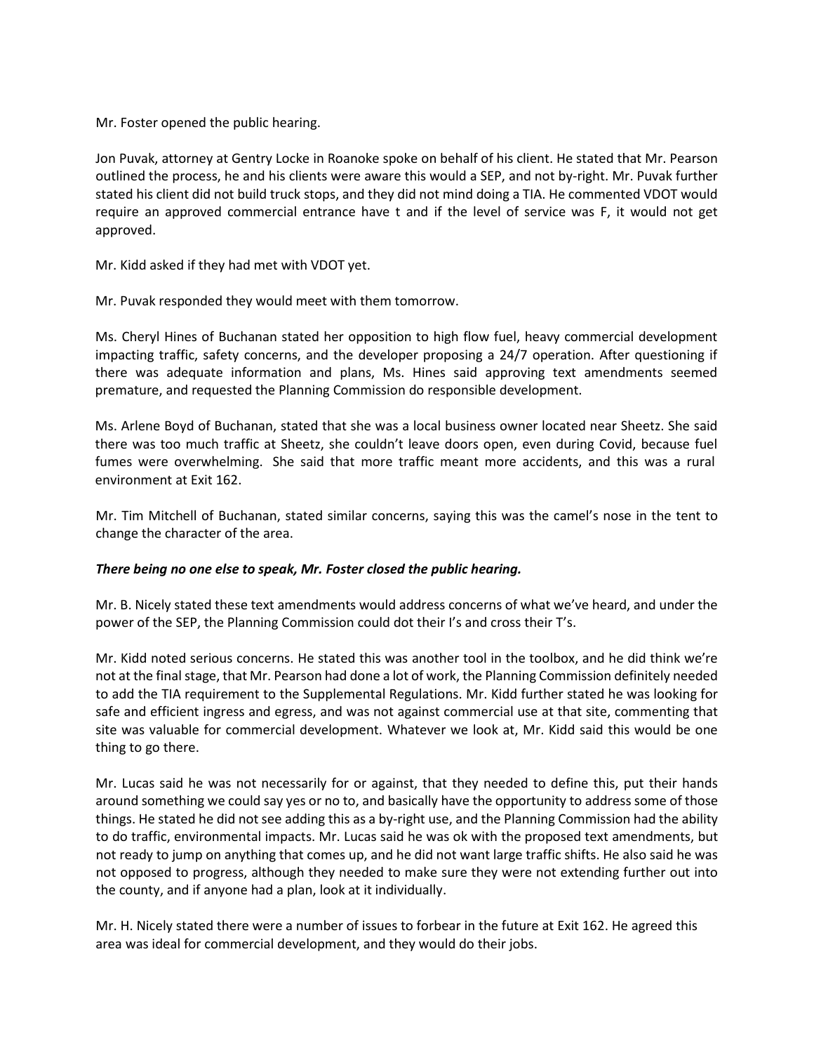Mr. Foster opened the public hearing.

Jon Puvak, attorney at Gentry Locke in Roanoke spoke on behalf of his client. He stated that Mr. Pearson outlined the process, he and his clients were aware this would a SEP, and not by-right. Mr. Puvak further stated his client did not build truck stops, and they did not mind doing a TIA. He commented VDOT would require an approved commercial entrance have t and if the level of service was F, it would not get approved.

Mr. Kidd asked if they had met with VDOT yet.

Mr. Puvak responded they would meet with them tomorrow.

Ms. Cheryl Hines of Buchanan stated her opposition to high flow fuel, heavy commercial development impacting traffic, safety concerns, and the developer proposing a 24/7 operation. After questioning if there was adequate information and plans, Ms. Hines said approving text amendments seemed premature, and requested the Planning Commission do responsible development.

Ms. Arlene Boyd of Buchanan, stated that she was a local business owner located near Sheetz. She said there was too much traffic at Sheetz, she couldn't leave doors open, even during Covid, because fuel fumes were overwhelming. She said that more traffic meant more accidents, and this was a rural environment at Exit 162.

Mr. Tim Mitchell of Buchanan, stated similar concerns, saying this was the camel's nose in the tent to change the character of the area.

***There being no one else to speak, Mr. Foster closed the public hearing.***

Mr. B. Nicely stated these text amendments would address concerns of what we've heard, and under the power of the SEP, the Planning Commission could dot their I's and cross their T's.

Mr. Kidd noted serious concerns. He stated this was another tool in the toolbox, and he did think we're not at the final stage, that Mr. Pearson had done a lot of work, the Planning Commission definitely needed to add the TIA requirement to the Supplemental Regulations. Mr. Kidd further stated he was looking for safe and efficient ingress and egress, and was not against commercial use at that site, commenting that site was valuable for commercial development. Whatever we look at, Mr. Kidd said this would be one thing to go there.

Mr. Lucas said he was not necessarily for or against, that they needed to define this, put their hands around something we could say yes or no to, and basically have the opportunity to address some of those things. He stated he did not see adding this as a by-right use, and the Planning Commission had the ability to do traffic, environmental impacts. Mr. Lucas said he was ok with the proposed text amendments, but not ready to jump on anything that comes up, and he did not want large traffic shifts. He also said he was not opposed to progress, although they needed to make sure they were not extending further out into the county, and if anyone had a plan, look at it individually.

Mr. H. Nicely stated there were a number of issues to forbear in the future at Exit 162. He agreed this area was ideal for commercial development, and they would do their jobs.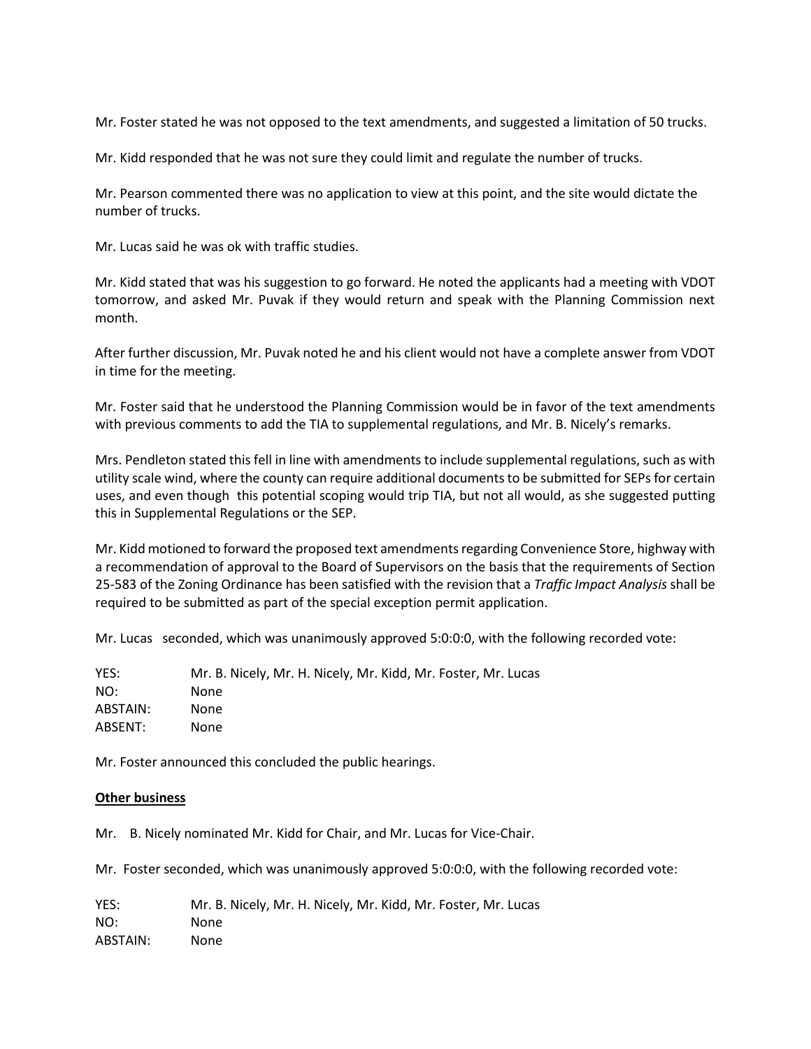Mr. Foster stated he was not opposed to the text amendments, and suggested a limitation of 50 trucks.

Mr. Kidd responded that he was not sure they could limit and regulate the number of trucks.

Mr. Pearson commented there was no application to view at this point, and the site would dictate the number of trucks.

Mr. Lucas said he was ok with traffic studies.

Mr. Kidd stated that was his suggestion to go forward. He noted the applicants had a meeting with VDOT tomorrow, and asked Mr. Puvak if they would return and speak with the Planning Commission next month.

After further discussion, Mr. Puvak noted he and his client would not have a complete answer from VDOT in time for the meeting.

Mr. Foster said that he understood the Planning Commission would be in favor of the text amendments with previous comments to add the TIA to supplemental regulations, and Mr. B. Nicely's remarks.

Mrs. Pendleton stated this fell in line with amendments to include supplemental regulations, such as with utility scale wind, where the county can require additional documents to be submitted for SEPs for certain uses, and even though this potential scoping would trip TIA, but not all would, as she suggested putting this in Supplemental Regulations or the SEP.

Mr. Kidd motioned to forward the proposed text amendments regarding Convenience Store, highway with a recommendation of approval to the Board of Supervisors on the basis that the requirements of Section 25-583 of the Zoning Ordinance has been satisfied with the revision that a *Traffic Impact Analysis* shall be required to be submitted as part of the special exception permit application.

Mr. Lucas seconded, which was unanimously approved 5:0:0:0, with the following recorded vote:

YES: Mr. B. Nicely, Mr. H. Nicely, Mr. Kidd, Mr. Foster, Mr. Lucas
NO: None
ABSTAIN: None
ABSENT: None

Mr. Foster announced this concluded the public hearings.

**Other business**

Mr. B. Nicely nominated Mr. Kidd for Chair, and Mr. Lucas for Vice-Chair.

Mr. Foster seconded, which was unanimously approved 5:0:0:0, with the following recorded vote:

YES: Mr. B. Nicely, Mr. H. Nicely, Mr. Kidd, Mr. Foster, Mr. Lucas
NO: None
ABSTAIN: None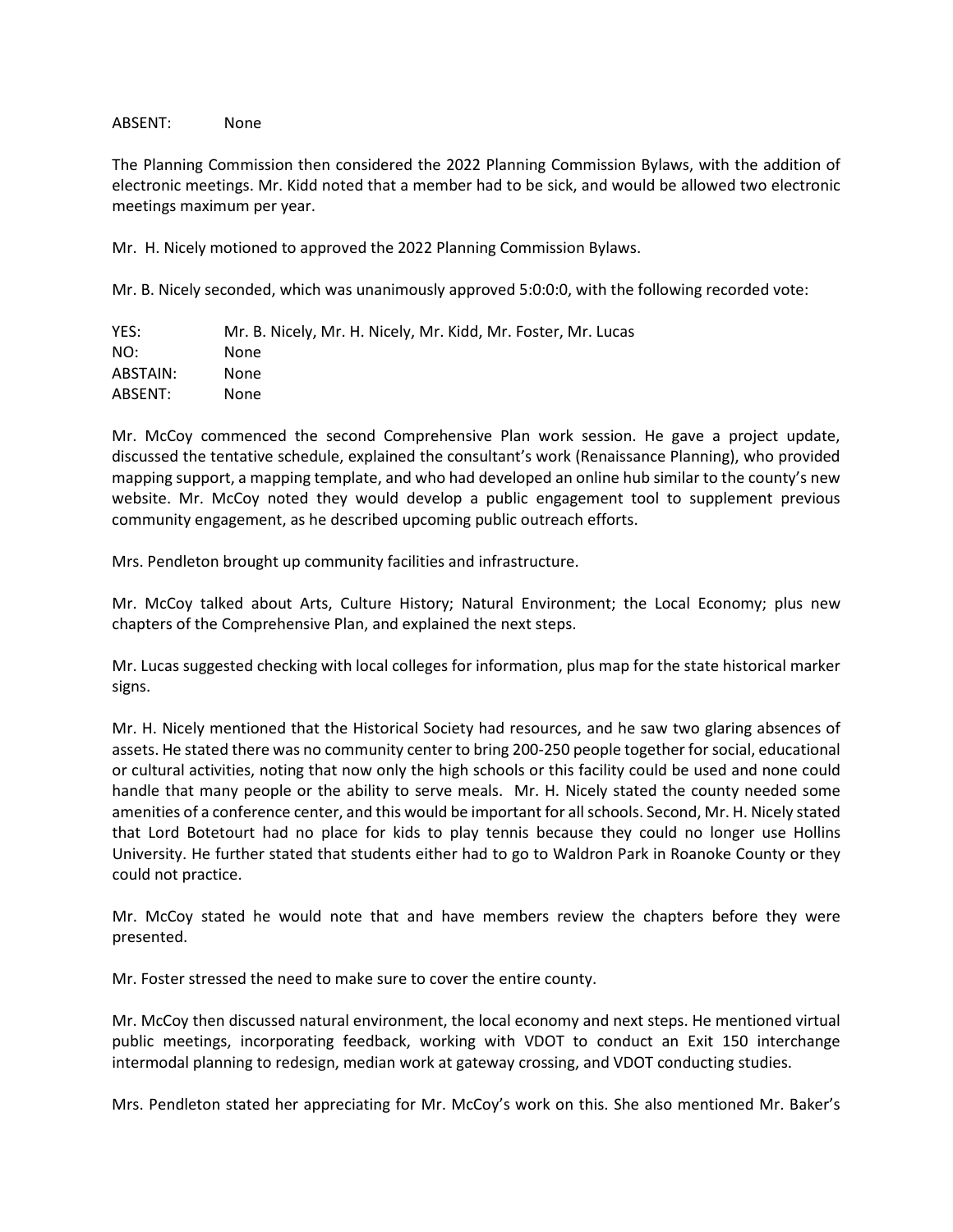ABSENT: None

The Planning Commission then considered the 2022 Planning Commission Bylaws, with the addition of electronic meetings. Mr. Kidd noted that a member had to be sick, and would be allowed two electronic meetings maximum per year.

Mr. H. Nicely motioned to approved the 2022 Planning Commission Bylaws.

Mr. B. Nicely seconded, which was unanimously approved 5:0:0:0, with the following recorded vote:

YES: Mr. B. Nicely, Mr. H. Nicely, Mr. Kidd, Mr. Foster, Mr. Lucas
NO: None
ABSTAIN: None
ABSENT: None

Mr. McCoy commenced the second Comprehensive Plan work session. He gave a project update, discussed the tentative schedule, explained the consultant's work (Renaissance Planning), who provided mapping support, a mapping template, and who had developed an online hub similar to the county's new website. Mr. McCoy noted they would develop a public engagement tool to supplement previous community engagement, as he described upcoming public outreach efforts.

Mrs. Pendleton brought up community facilities and infrastructure.

Mr. McCoy talked about Arts, Culture History; Natural Environment; the Local Economy; plus new chapters of the Comprehensive Plan, and explained the next steps.

Mr. Lucas suggested checking with local colleges for information, plus map for the state historical marker signs.

Mr. H. Nicely mentioned that the Historical Society had resources, and he saw two glaring absences of assets. He stated there was no community center to bring 200-250 people together for social, educational or cultural activities, noting that now only the high schools or this facility could be used and none could handle that many people or the ability to serve meals. Mr. H. Nicely stated the county needed some amenities of a conference center, and this would be important for all schools. Second, Mr. H. Nicely stated that Lord Botetourt had no place for kids to play tennis because they could no longer use Hollins University. He further stated that students either had to go to Waldron Park in Roanoke County or they could not practice.

Mr. McCoy stated he would note that and have members review the chapters before they were presented.

Mr. Foster stressed the need to make sure to cover the entire county.

Mr. McCoy then discussed natural environment, the local economy and next steps. He mentioned virtual public meetings, incorporating feedback, working with VDOT to conduct an Exit 150 interchange intermodal planning to redesign, median work at gateway crossing, and VDOT conducting studies.

Mrs. Pendleton stated her appreciating for Mr. McCoy's work on this. She also mentioned Mr. Baker's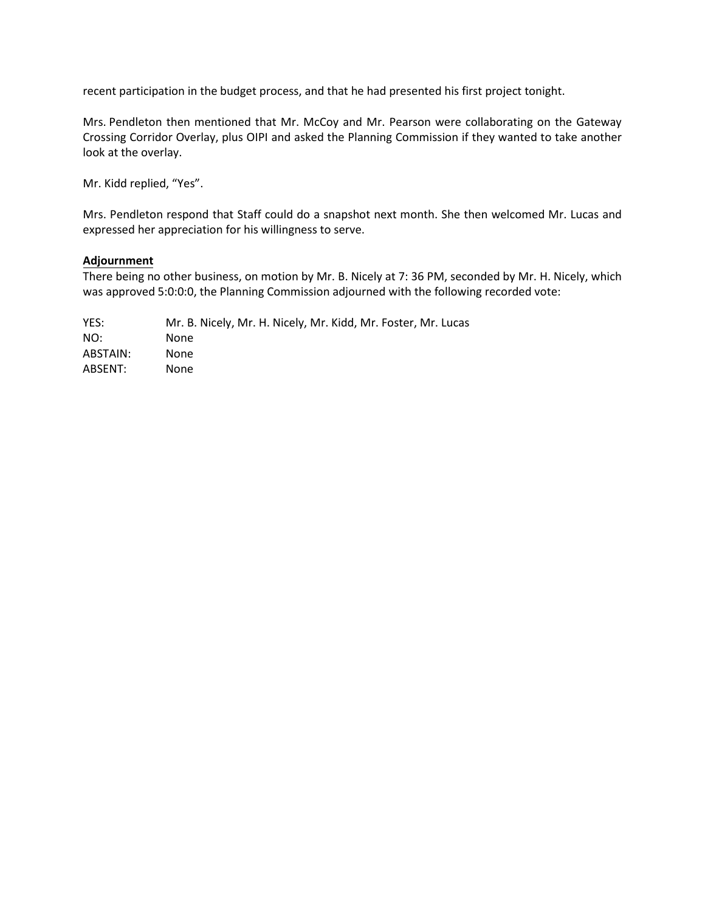recent participation in the budget process, and that he had presented his first project tonight.

Mrs. Pendleton then mentioned that Mr. McCoy and Mr. Pearson were collaborating on the Gateway Crossing Corridor Overlay, plus OIPI and asked the Planning Commission if they wanted to take another look at the overlay.

Mr. Kidd replied, "Yes".

Mrs. Pendleton respond that Staff could do a snapshot next month. She then welcomed Mr. Lucas and expressed her appreciation for his willingness to serve.

**Adjournment**

There being no other business, on motion by Mr. B. Nicely at 7: 36 PM, seconded by Mr. H. Nicely, which was approved 5:0:0:0, the Planning Commission adjourned with the following recorded vote:

| | |
|---|---|
| YES: | Mr. B. Nicely, Mr. H. Nicely, Mr. Kidd, Mr. Foster, Mr. Lucas |
| NO: | None |
| ABSTAIN: | None |
| ABSENT: | None |